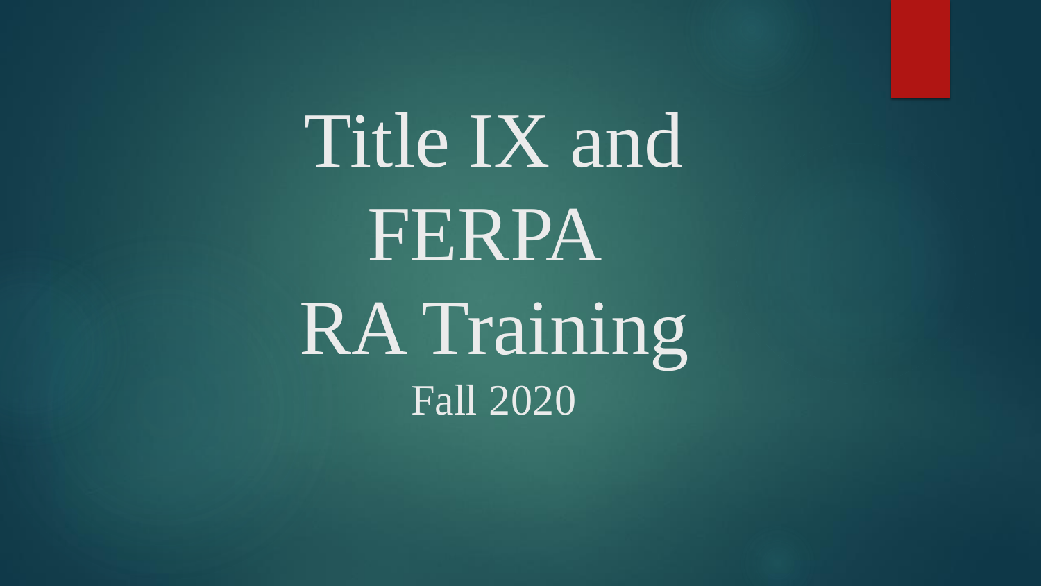# Title IX and FERPA RA Training

Fall 2020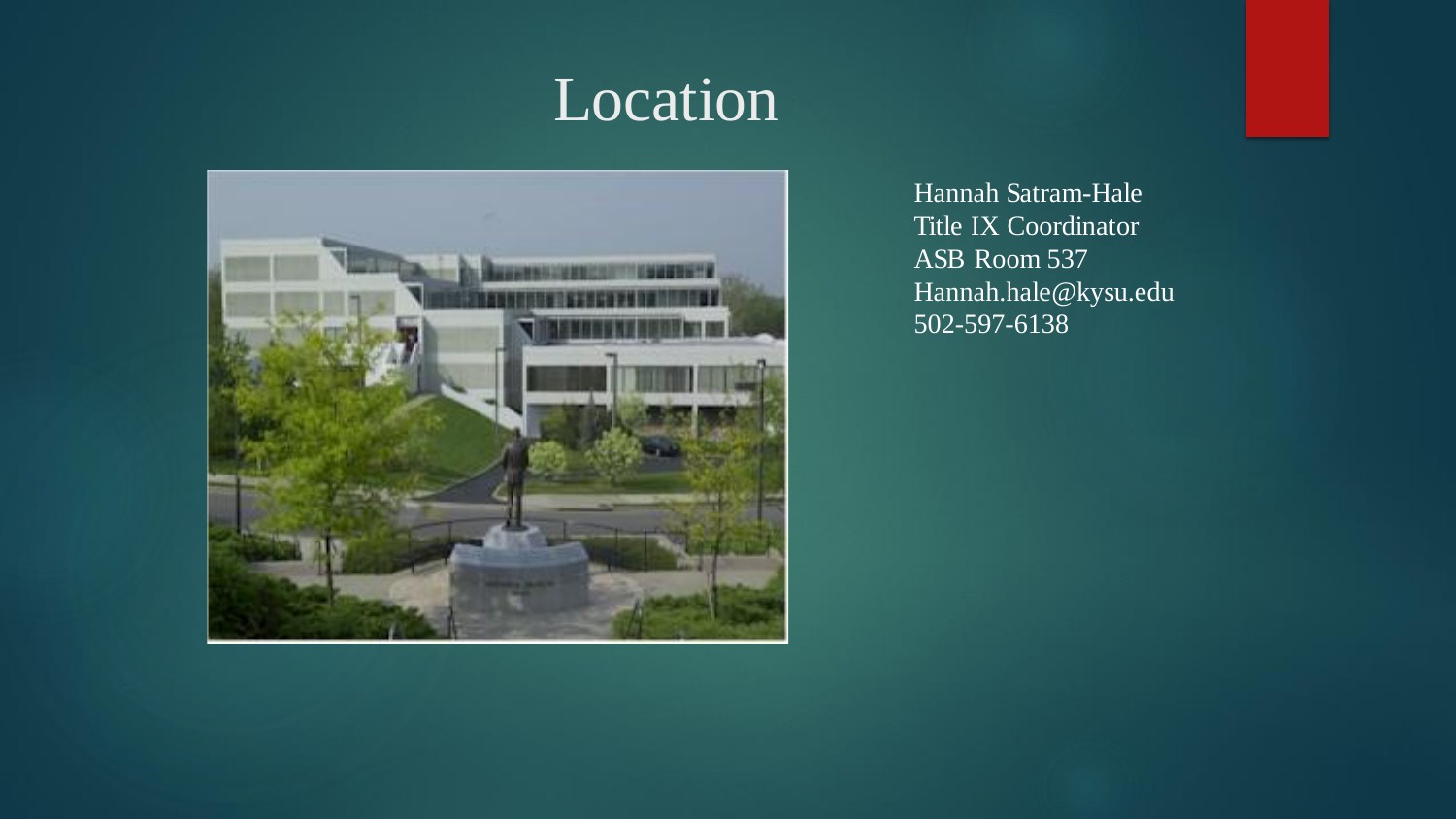# Location

Hannah Satram-Hale
Title IX Coordinator
ASB Room 537
Hannah.hale@kysu.edu
502-597-6138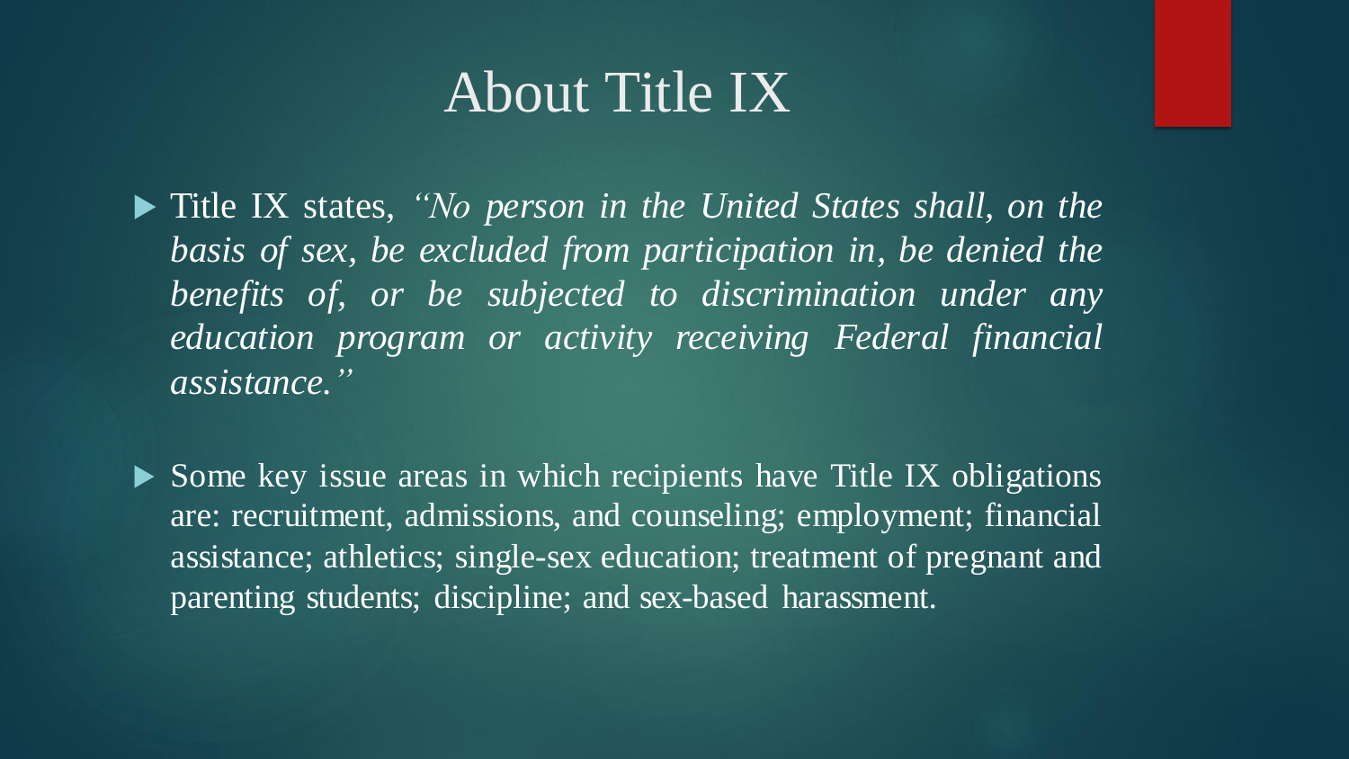# About Title IX

- Title IX states, *"No person in the United States shall, on the basis of sex, be excluded from participation in, be denied the benefits of, or be subjected to discrimination under any education program or activity receiving Federal financial assistance."*

- Some key issue areas in which recipients have Title IX obligations are: recruitment, admissions, and counseling; employment; financial assistance; athletics; single-sex education; treatment of pregnant and parenting students; discipline; and sex-based harassment.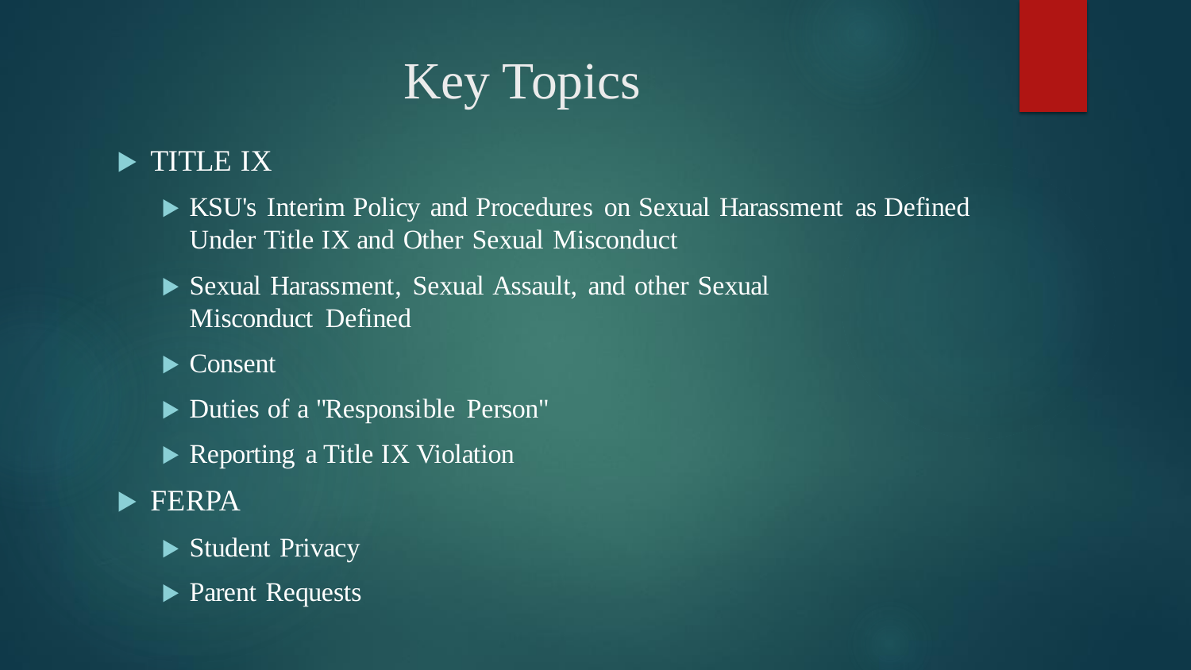# Key Topics

- TITLE IX
  - KSU's Interim Policy and Procedures on Sexual Harassment as Defined Under Title IX and Other Sexual Misconduct
  - Sexual Harassment, Sexual Assault, and other Sexual Misconduct Defined
  - Consent
  - Duties of a "Responsible Person"
  - Reporting a Title IX Violation
- FERPA
  - Student Privacy
  - Parent Requests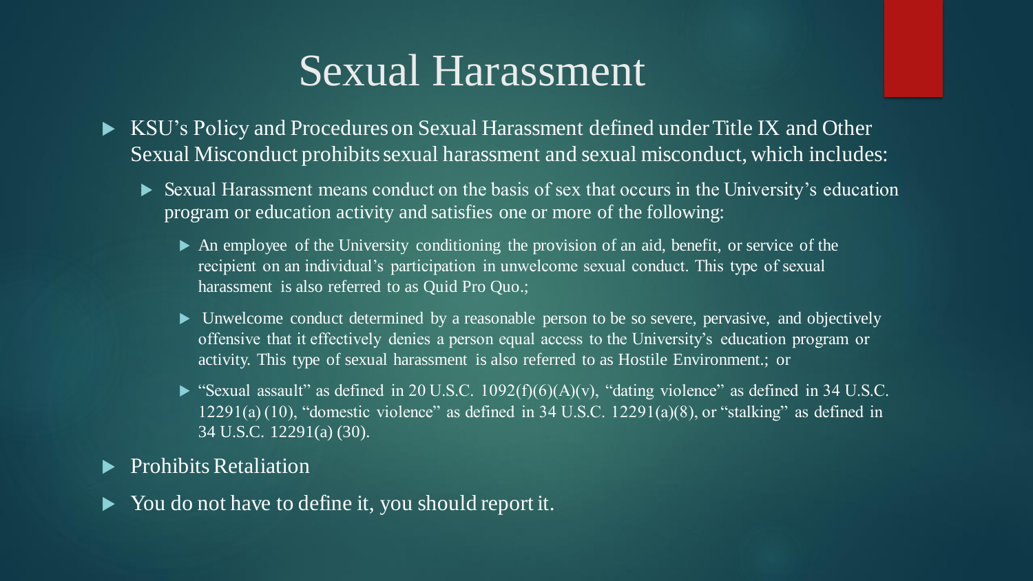# Sexual Harassment

- KSU's Policy and Procedures on Sexual Harassment defined under Title IX and Other Sexual Misconduct prohibits sexual harassment and sexual misconduct, which includes:
  - Sexual Harassment means conduct on the basis of sex that occurs in the University's education program or education activity and satisfies one or more of the following:
    - An employee of the University conditioning the provision of an aid, benefit, or service of the recipient on an individual's participation in unwelcome sexual conduct. This type of sexual harassment is also referred to as Quid Pro Quo.;
    - Unwelcome conduct determined by a reasonable person to be so severe, pervasive, and objectively offensive that it effectively denies a person equal access to the University's education program or activity. This type of sexual harassment is also referred to as Hostile Environment.; or
    - "Sexual assault" as defined in 20 U.S.C. 1092(f)(6)(A)(v), "dating violence" as defined in 34 U.S.C. 12291(a) (10), "domestic violence" as defined in 34 U.S.C. 12291(a)(8), or "stalking" as defined in 34 U.S.C. 12291(a) (30).
- Prohibits Retaliation
- You do not have to define it, you should report it.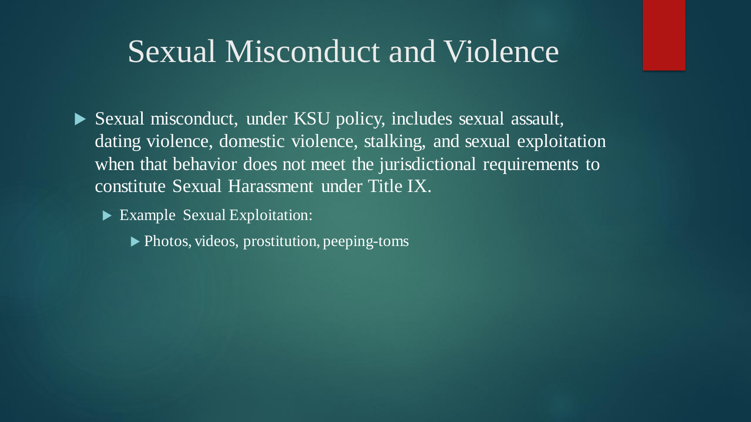# Sexual Misconduct and Violence

- Sexual misconduct, under KSU policy, includes sexual assault, dating violence, domestic violence, stalking, and sexual exploitation when that behavior does not meet the jurisdictional requirements to constitute Sexual Harassment under Title IX.
  - Example Sexual Exploitation:
    - Photos, videos, prostitution, peeping-toms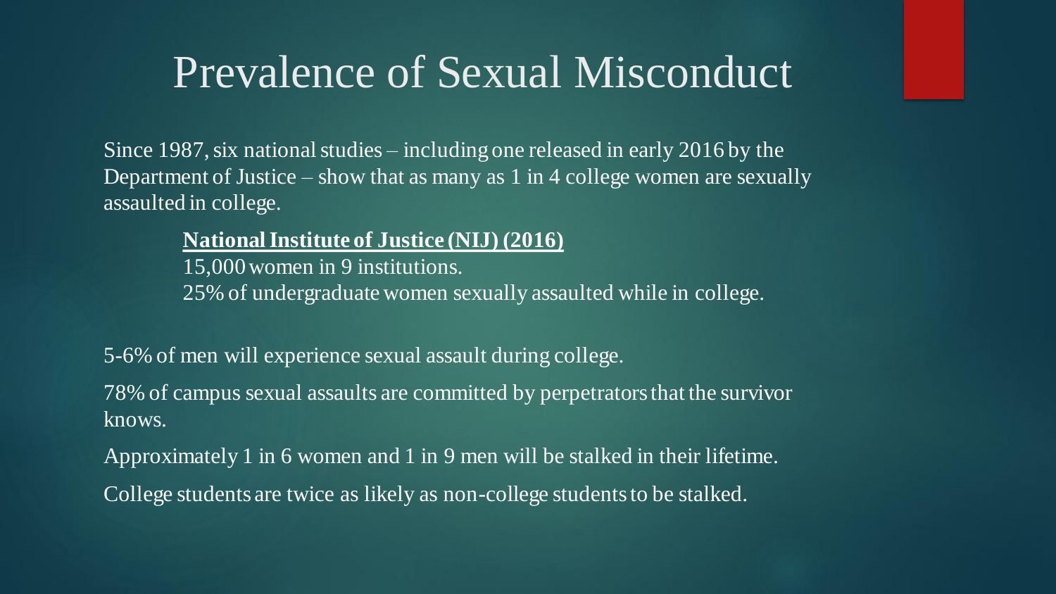# Prevalence of Sexual Misconduct

Since 1987, six national studies – including one released in early 2016 by the Department of Justice – show that as many as 1 in 4 college women are sexually assaulted in college.

**National Institute of Justice (NIJ) (2016)**
15,000 women in 9 institutions.
25% of undergraduate women sexually assaulted while in college.

- 5-6% of men will experience sexual assault during college.
- 78% of campus sexual assaults are committed by perpetrators that the survivor knows.
- Approximately 1 in 6 women and 1 in 9 men will be stalked in their lifetime.
- College students are twice as likely as non-college students to be stalked.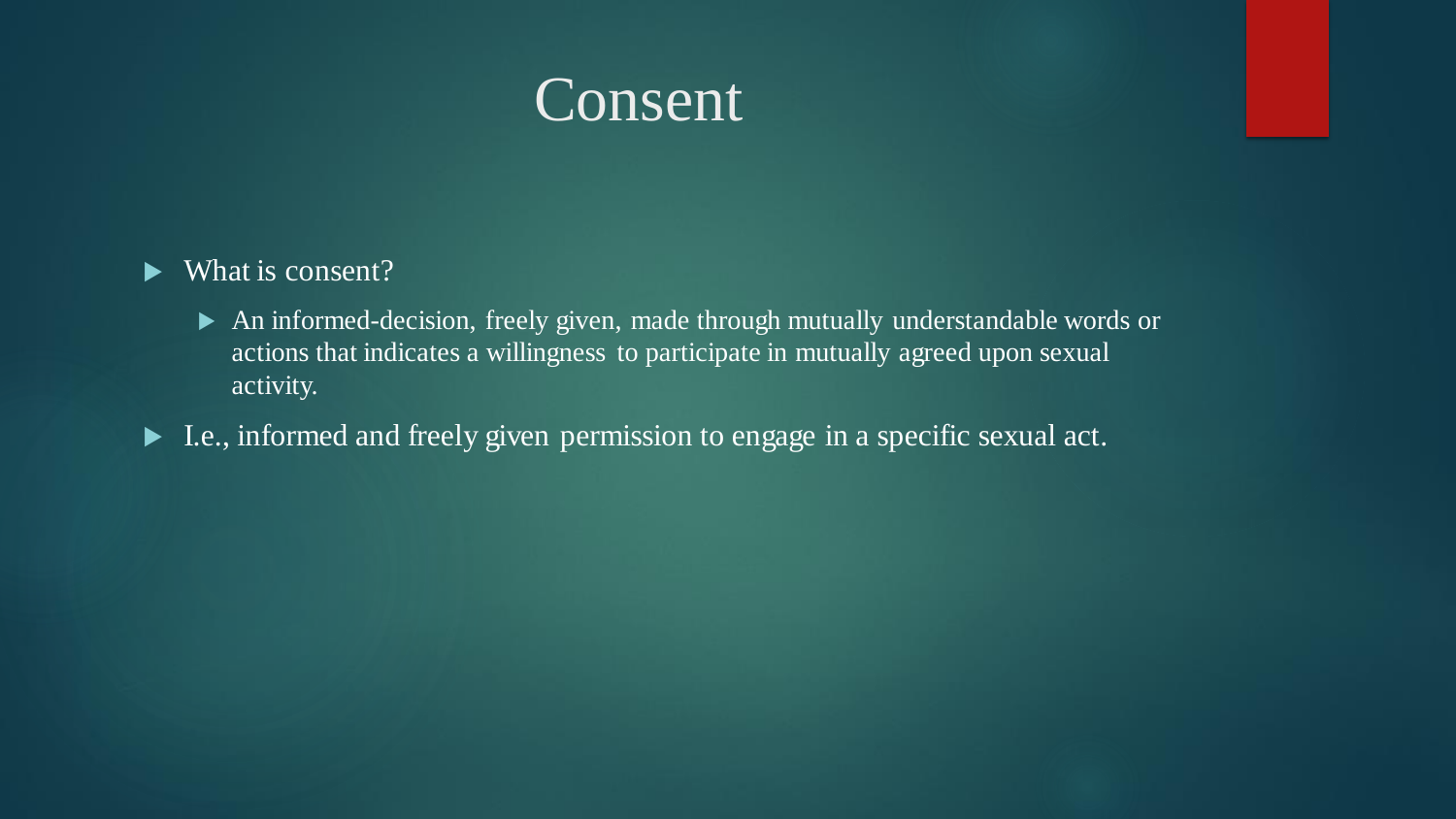# Consent

- What is consent?
  - An informed-decision, freely given, made through mutually understandable words or actions that indicates a willingness to participate in mutually agreed upon sexual activity.
- I.e., informed and freely given permission to engage in a specific sexual act.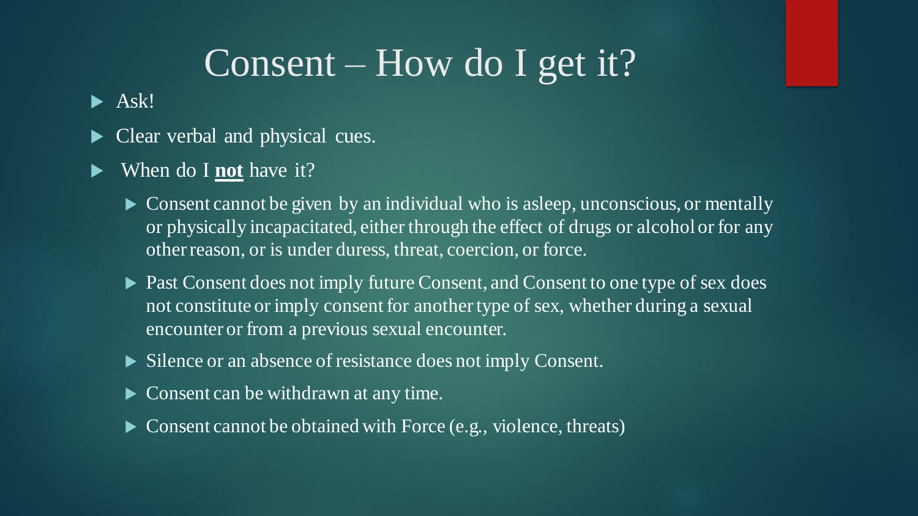# Consent – How do I get it?

- Ask!
- Clear verbal and physical cues.
- When do I **not** have it?
  - Consent cannot be given by an individual who is asleep, unconscious, or mentally or physically incapacitated, either through the effect of drugs or alcohol or for any other reason, or is under duress, threat, coercion, or force.
  - Past Consent does not imply future Consent, and Consent to one type of sex does not constitute or imply consent for another type of sex, whether during a sexual encounter or from a previous sexual encounter.
  - Silence or an absence of resistance does not imply Consent.
  - Consent can be withdrawn at any time.
  - Consent cannot be obtained with Force (e.g., violence, threats)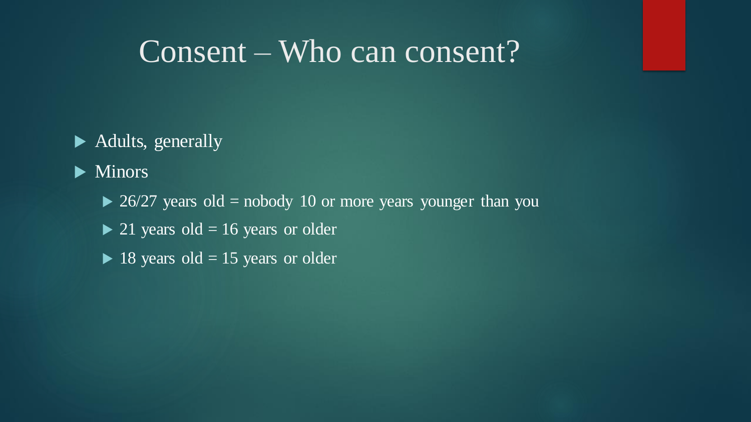# Consent – Who can consent?

- Adults, generally
- Minors
  - 26/27 years old = nobody 10 or more years younger than you
  - 21 years old = 16 years or older
  - 18 years old = 15 years or older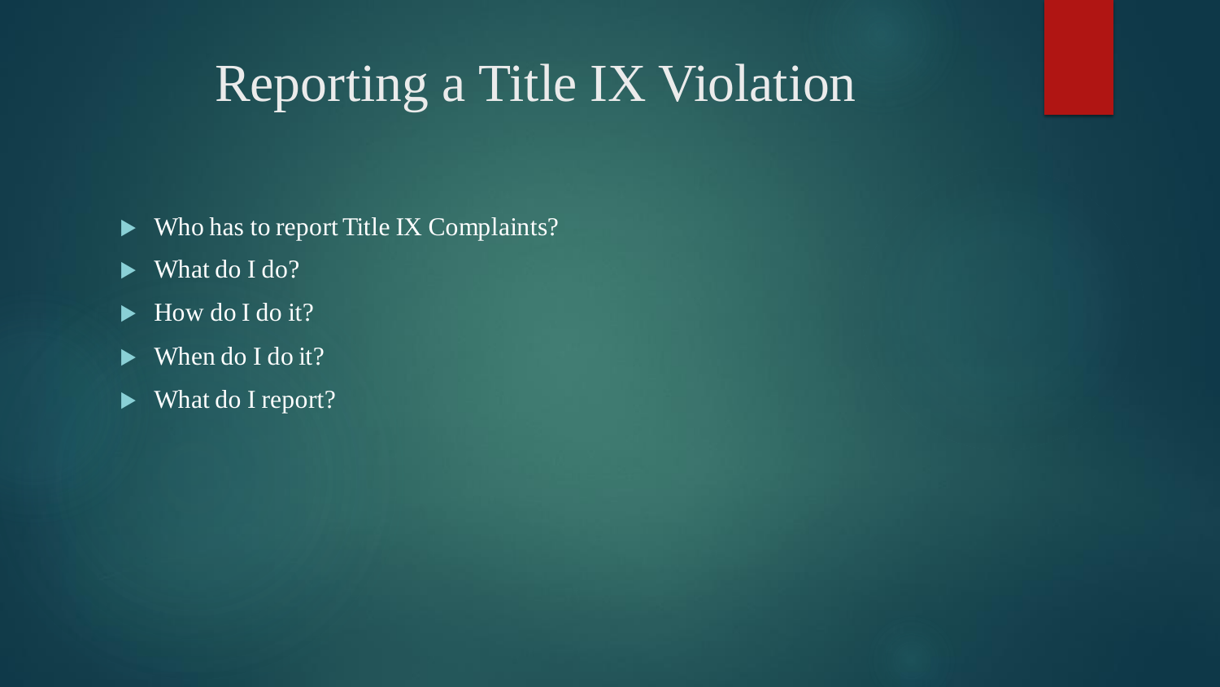# Reporting a Title IX Violation

- Who has to report Title IX Complaints?
- What do I do?
- How do I do it?
- When do I do it?
- What do I report?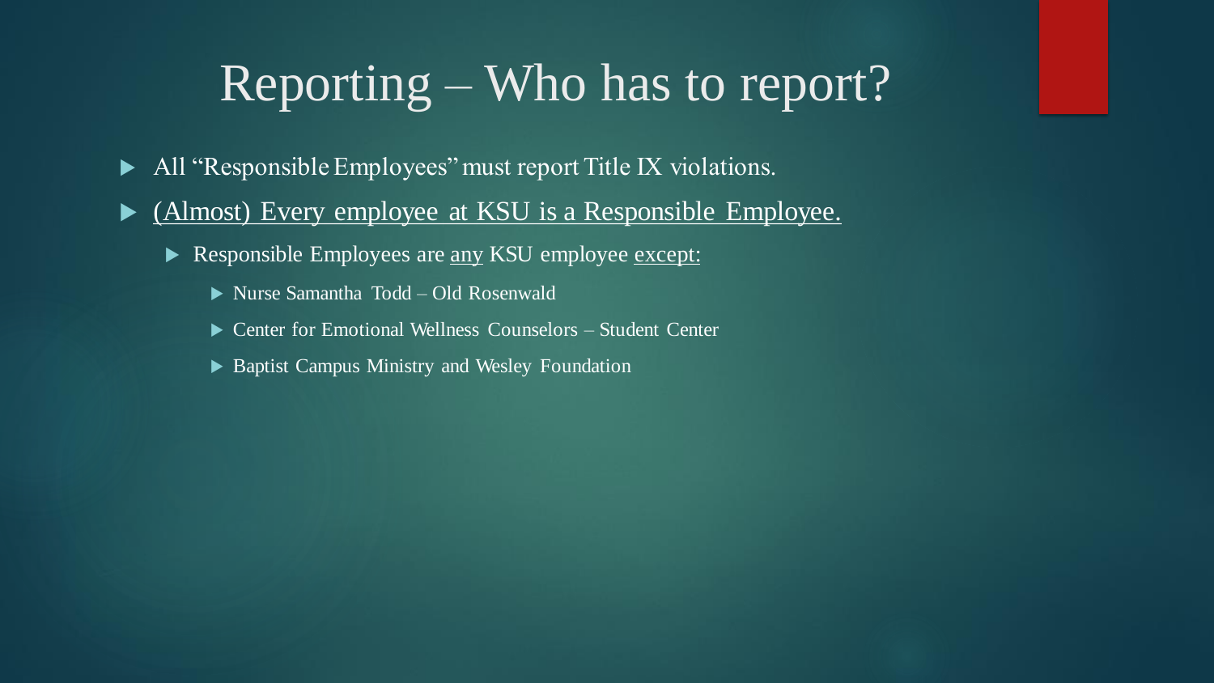# Reporting – Who has to report?

- All "Responsible Employees" must report Title IX violations.
- <u>(Almost) Every employee at KSU is a Responsible Employee.</u>
  - Responsible Employees are <u>any</u> KSU employee <u>except:</u>
    - Nurse Samantha Todd – Old Rosenwald
    - Center for Emotional Wellness Counselors – Student Center
    - Baptist Campus Ministry and Wesley Foundation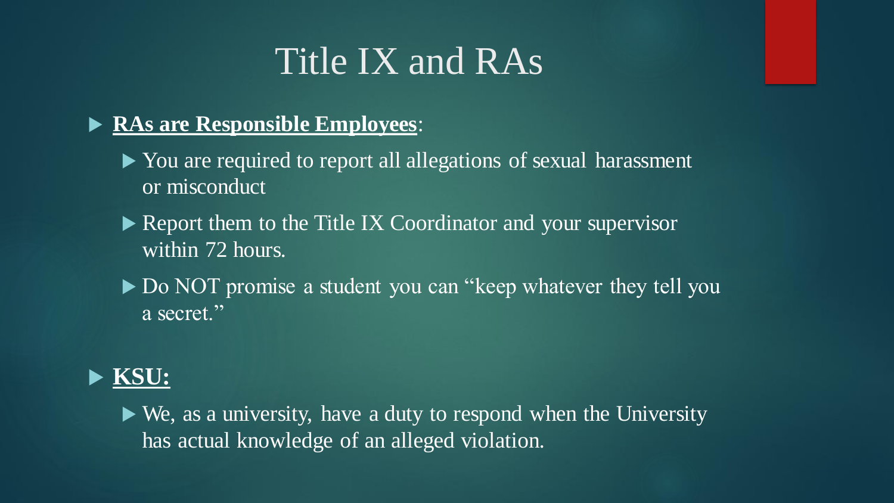# Title IX and RAs

- **RAs are Responsible Employees**:
  - You are required to report all allegations of sexual harassment or misconduct
  - Report them to the Title IX Coordinator and your supervisor within 72 hours.
  - Do NOT promise a student you can "keep whatever they tell you a secret."
- **KSU:**
  - We, as a university, have a duty to respond when the University has actual knowledge of an alleged violation.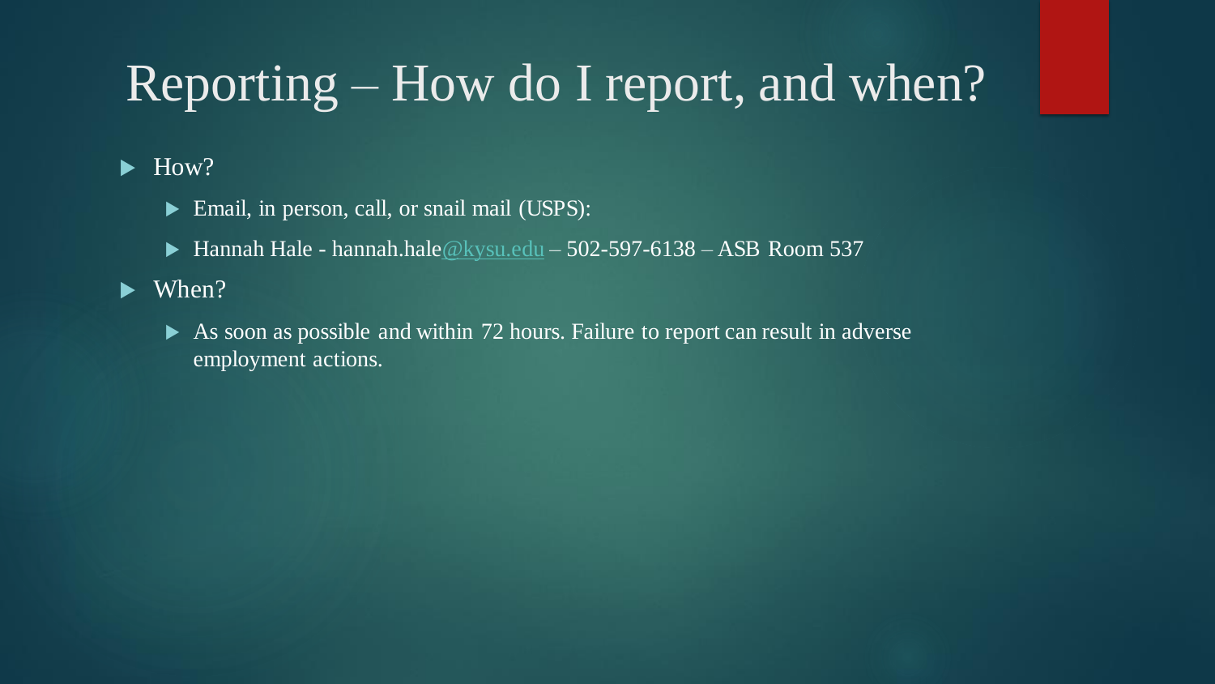# Reporting – How do I report, and when?

- How?
  - Email, in person, call, or snail mail (USPS):
  - Hannah Hale - hannah.hale@kysu.edu – 502-597-6138 – ASB Room 537
- When?
  - As soon as possible and within 72 hours. Failure to report can result in adverse employment actions.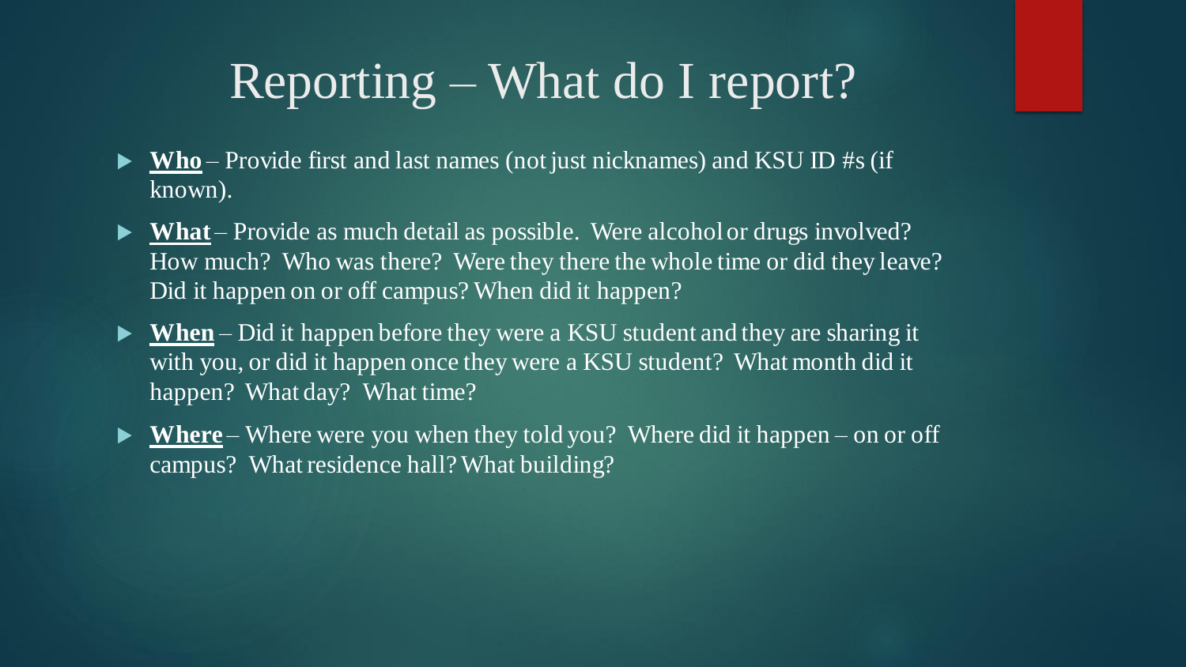# Reporting – What do I report?

- **Who** – Provide first and last names (not just nicknames) and KSU ID #s (if known).
- **What** – Provide as much detail as possible. Were alcohol or drugs involved? How much? Who was there? Were they there the whole time or did they leave? Did it happen on or off campus? When did it happen?
- **When** – Did it happen before they were a KSU student and they are sharing it with you, or did it happen once they were a KSU student? What month did it happen? What day? What time?
- **Where** – Where were you when they told you? Where did it happen – on or off campus? What residence hall? What building?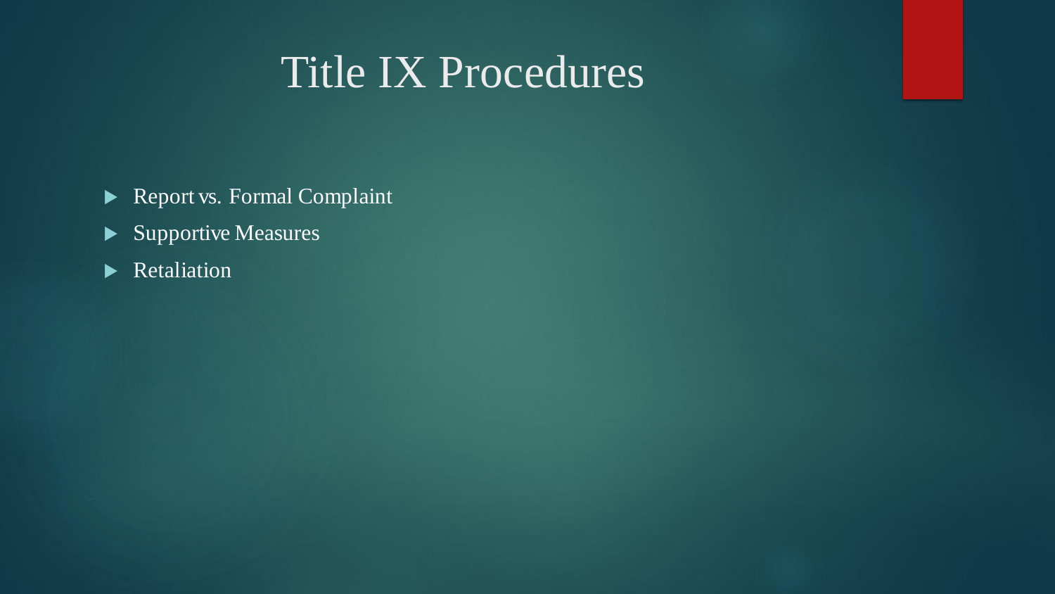# Title IX Procedures

- Report vs. Formal Complaint
- Supportive Measures
- Retaliation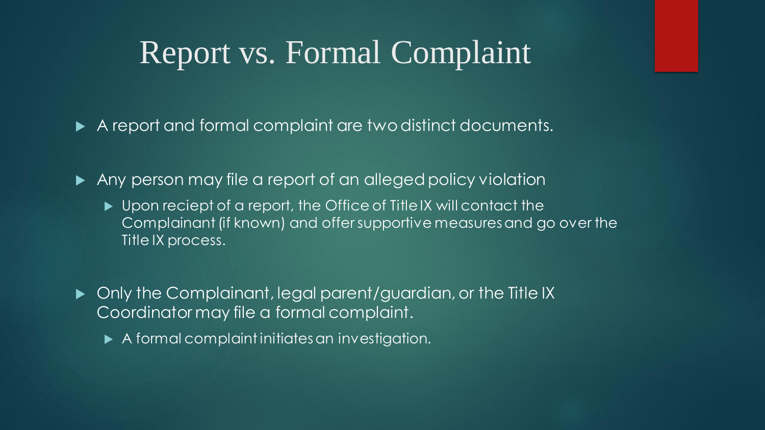# Report vs. Formal Complaint

- A report and formal complaint are two distinct documents.
- Any person may file a report of an alleged policy violation
  - Upon reciept of a report, the Office of Title IX will contact the Complainant (if known) and offer supportive measures and go over the Title IX process.
- Only the Complainant, legal parent/guardian, or the Title IX Coordinator may file a formal complaint.
  - A formal complaint initiates an investigation.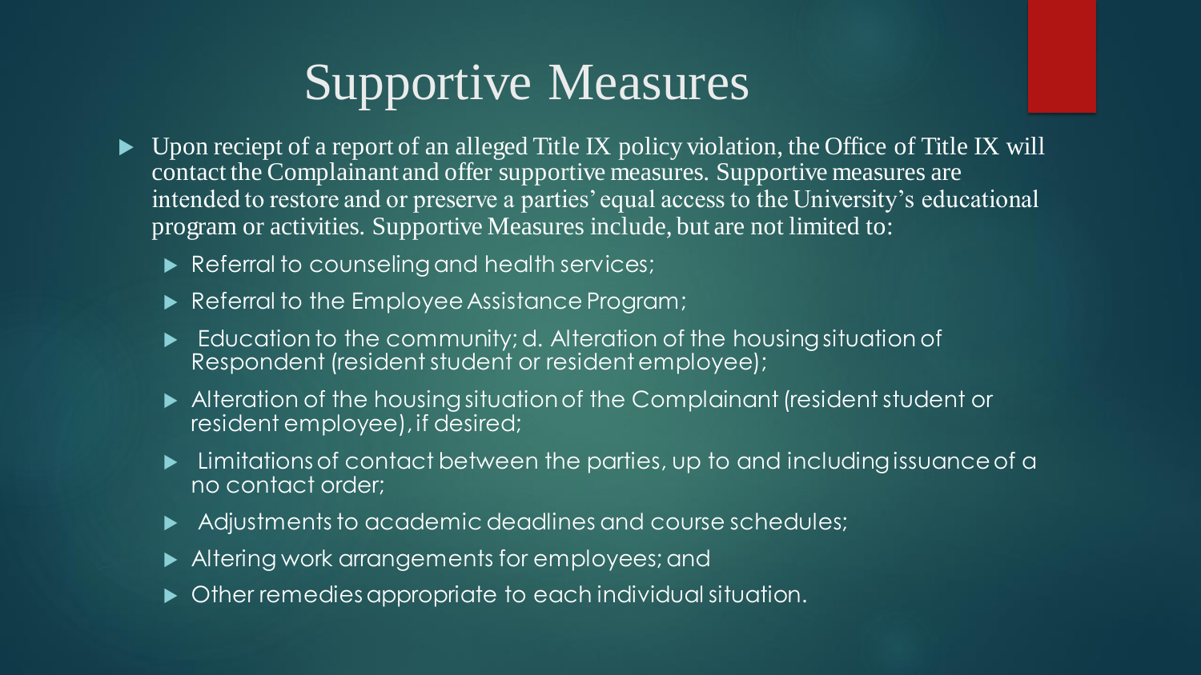# Supportive Measures

- Upon reciept of a report of an alleged Title IX policy violation, the Office of Title IX will contact the Complainant and offer supportive measures. Supportive measures are intended to restore and or preserve a parties' equal access to the University's educational program or activities. Supportive Measures include, but are not limited to:
  - Referral to counseling and health services;
  - Referral to the Employee Assistance Program;
  - Education to the community; d. Alteration of the housing situation of Respondent (resident student or resident employee);
  - Alteration of the housing situation of the Complainant (resident student or resident employee), if desired;
  - Limitations of contact between the parties, up to and including issuance of a no contact order;
  - Adjustments to academic deadlines and course schedules;
  - Altering work arrangements for employees; and
  - Other remedies appropriate to each individual situation.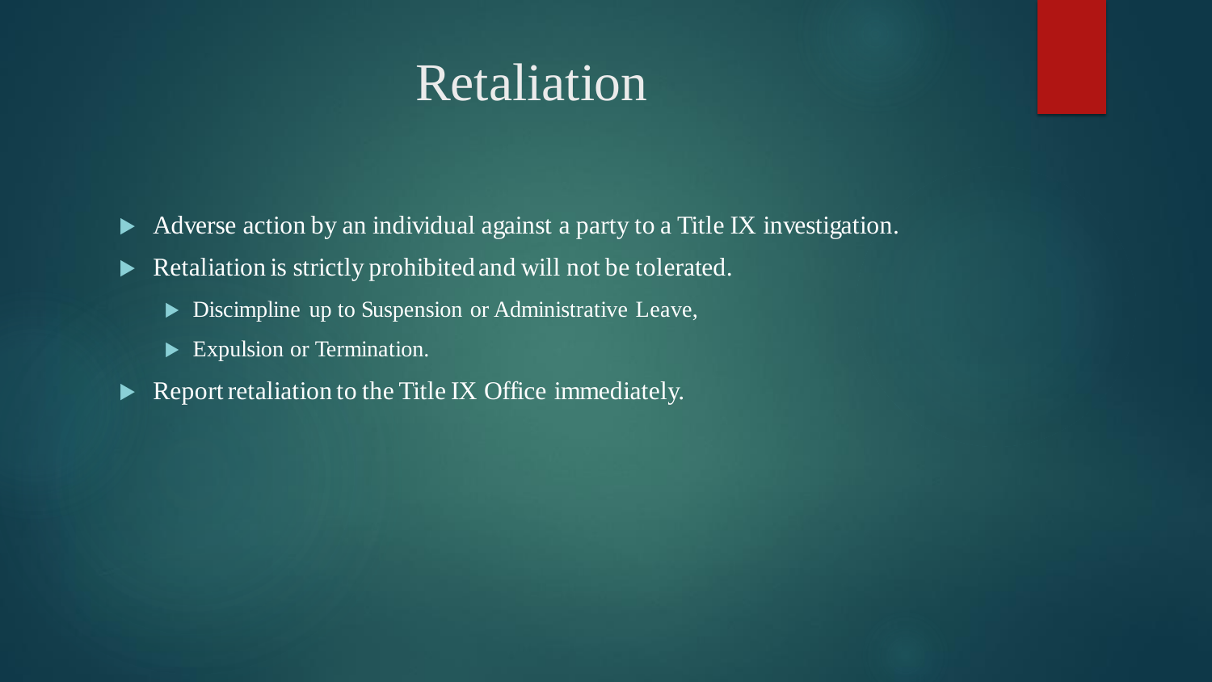# Retaliation

- Adverse action by an individual against a party to a Title IX investigation.
- Retaliation is strictly prohibited and will not be tolerated.
  - Discimpline up to Suspension or Administrative Leave,
  - Expulsion or Termination.
- Report retaliation to the Title IX Office immediately.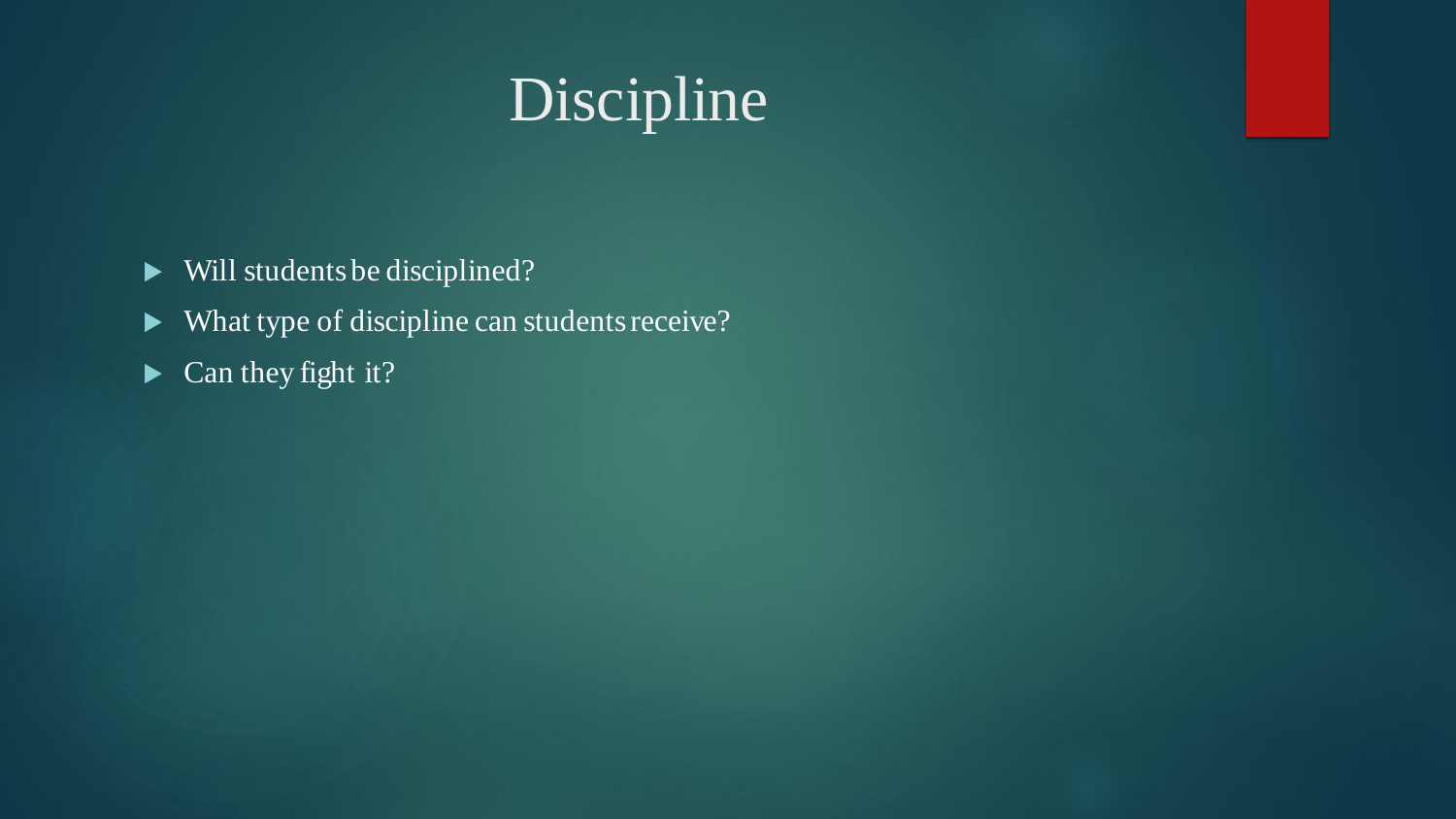# Discipline

- Will students be disciplined?
- What type of discipline can students receive?
- Can they fight it?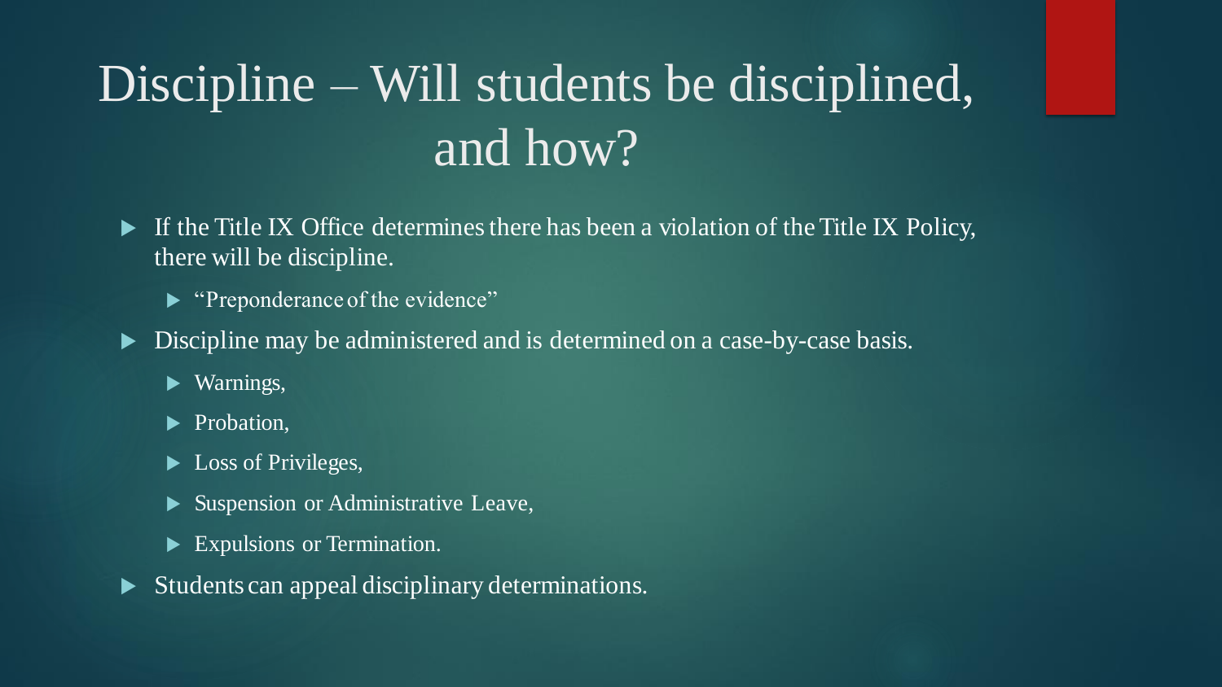# Discipline – Will students be disciplined, and how?

- If the Title IX Office determines there has been a violation of the Title IX Policy, there will be discipline.
  - "Preponderance of the evidence"
- Discipline may be administered and is determined on a case-by-case basis.
  - Warnings,
  - Probation,
  - Loss of Privileges,
  - Suspension or Administrative Leave,
  - Expulsions or Termination.
- Students can appeal disciplinary determinations.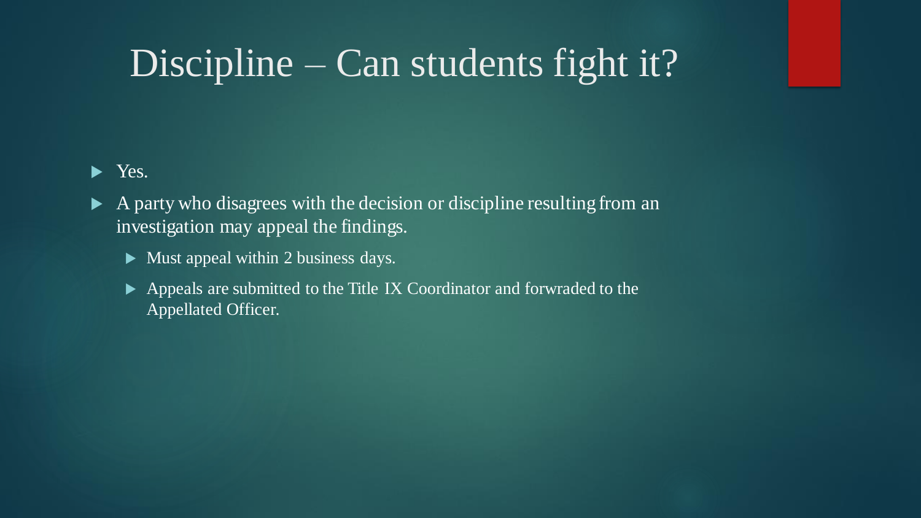# Discipline – Can students fight it?

- Yes.
- A party who disagrees with the decision or discipline resulting from an investigation may appeal the findings.
  - Must appeal within 2 business days.
  - Appeals are submitted to the Title IX Coordinator and forwraded to the Appellated Officer.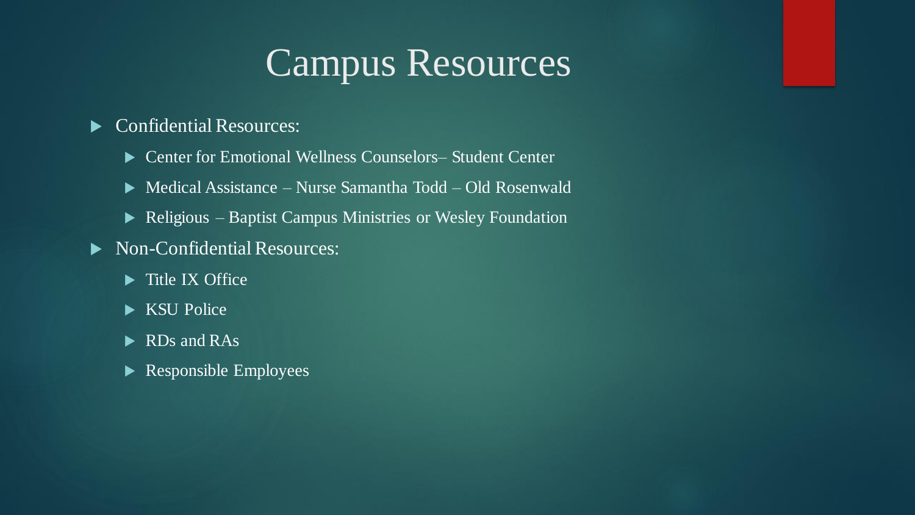# Campus Resources

- Confidential Resources:
  - Center for Emotional Wellness Counselors– Student Center
  - Medical Assistance – Nurse Samantha Todd – Old Rosenwald
  - Religious – Baptist Campus Ministries or Wesley Foundation
- Non-Confidential Resources:
  - Title IX Office
  - KSU Police
  - RDs and RAs
  - Responsible Employees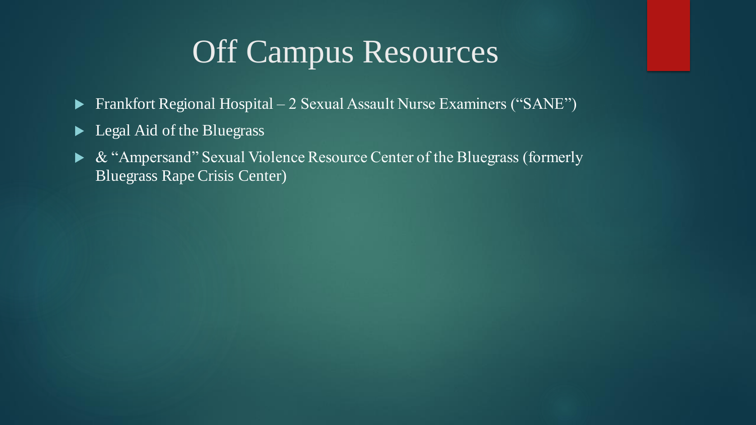# Off Campus Resources

- Frankfort Regional Hospital – 2 Sexual Assault Nurse Examiners ("SANE")
- Legal Aid of the Bluegrass
- & "Ampersand" Sexual Violence Resource Center of the Bluegrass (formerly Bluegrass Rape Crisis Center)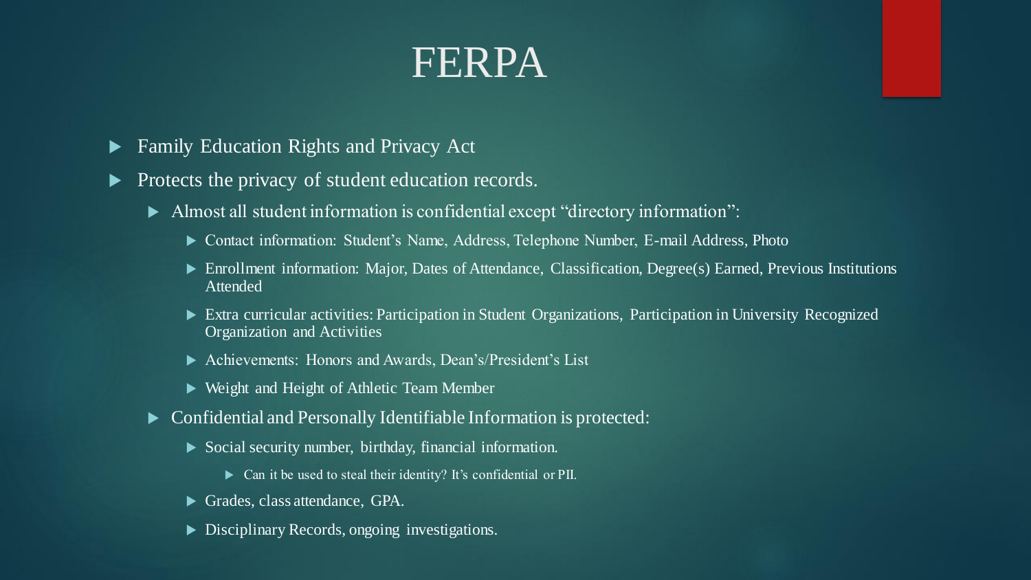# FERPA

- Family Education Rights and Privacy Act
- Protects the privacy of student education records.
  - Almost all student information is confidential except "directory information":
    - Contact information: Student's Name, Address, Telephone Number, E-mail Address, Photo
    - Enrollment information: Major, Dates of Attendance, Classification, Degree(s) Earned, Previous Institutions Attended
    - Extra curricular activities: Participation in Student Organizations, Participation in University Recognized Organization and Activities
    - Achievements: Honors and Awards, Dean's/President's List
    - Weight and Height of Athletic Team Member
  - Confidential and Personally Identifiable Information is protected:
    - Social security number, birthday, financial information.
      - Can it be used to steal their identity? It's confidential or PII.
    - Grades, class attendance, GPA.
    - Disciplinary Records, ongoing investigations.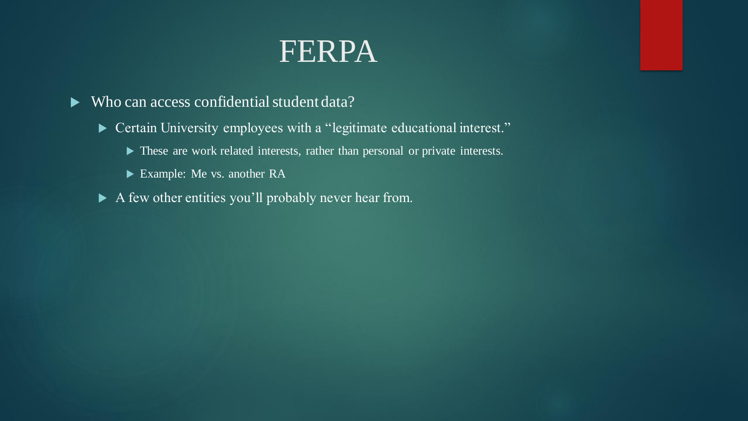# FERPA

- Who can access confidential student data?
  - Certain University employees with a "legitimate educational interest."
    - These are work related interests, rather than personal or private interests.
    - Example: Me vs. another RA
  - A few other entities you'll probably never hear from.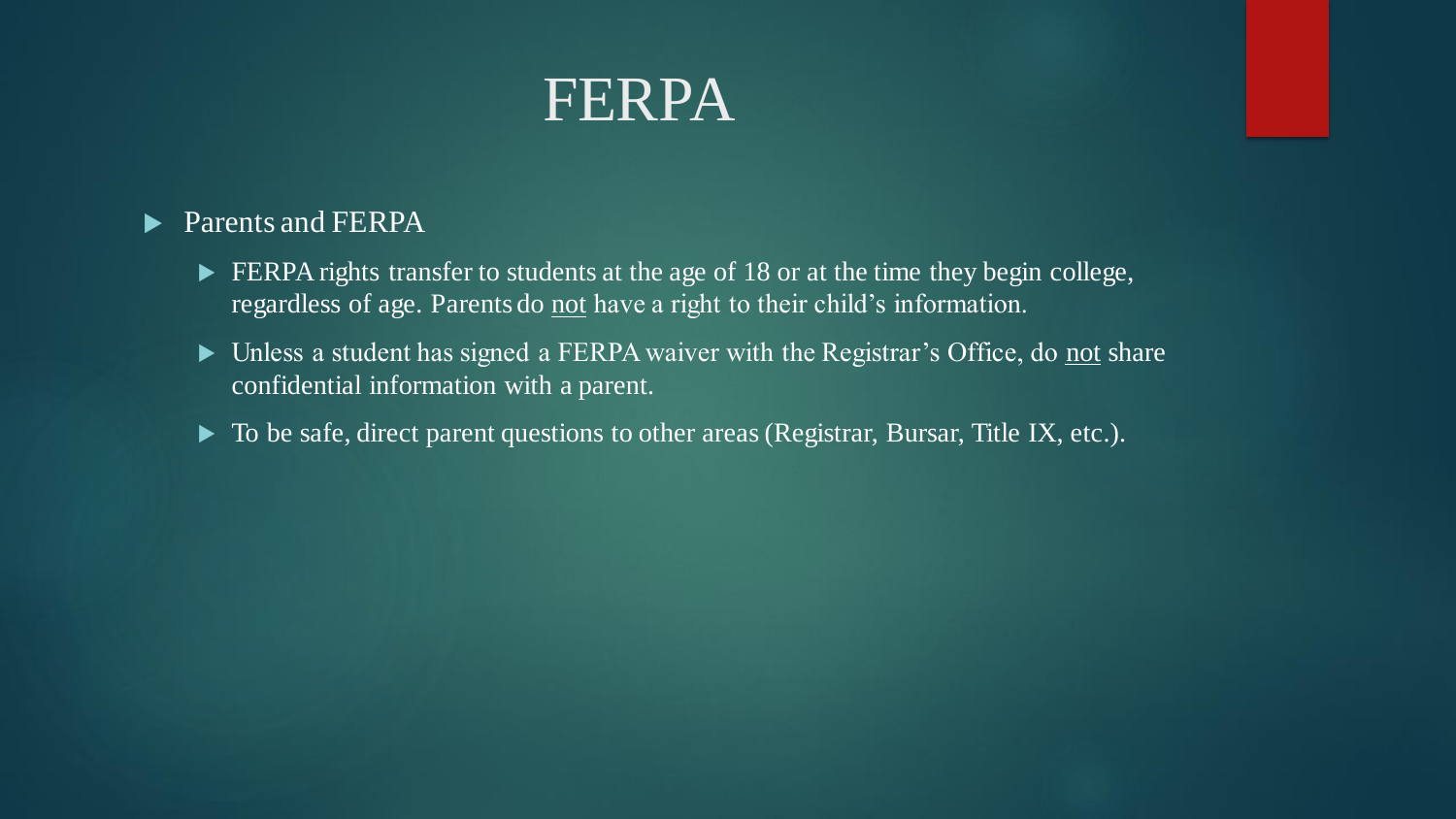# FERPA

- Parents and FERPA
  - FERPA rights transfer to students at the age of 18 or at the time they begin college, regardless of age. Parents do <u>not</u> have a right to their child's information.
  - Unless a student has signed a FERPA waiver with the Registrar's Office, do <u>not</u> share confidential information with a parent.
  - To be safe, direct parent questions to other areas (Registrar, Bursar, Title IX, etc.).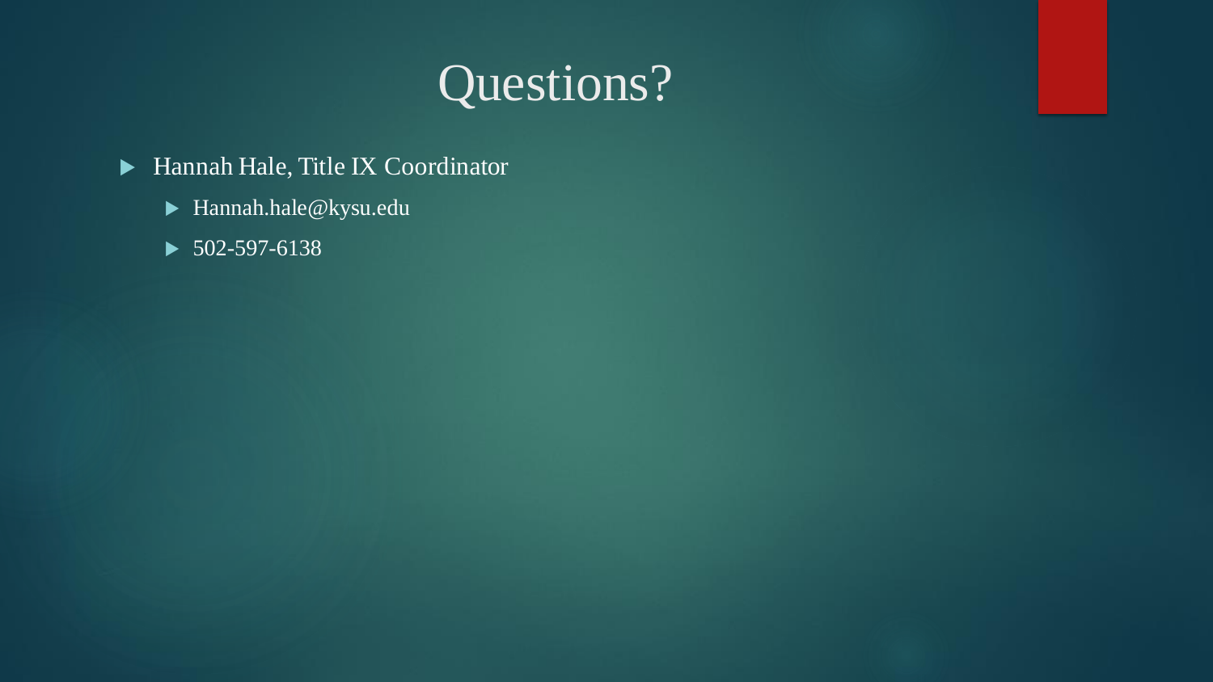# Questions?

- Hannah Hale, Title IX Coordinator
  - Hannah.hale@kysu.edu
  - 502-597-6138